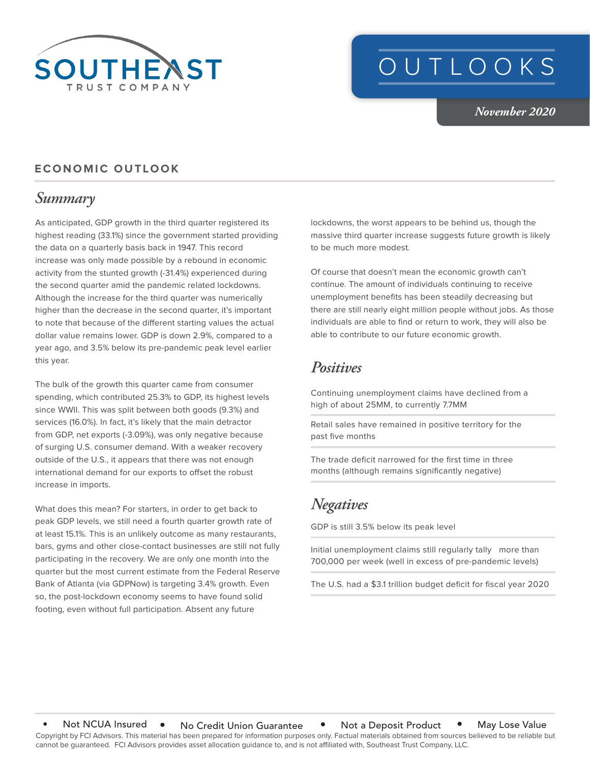SOUTHEAST TRUST COMPANY

# OUTLOOKS

*November 2020*

## ECONOMIC OUTLOOK

### *Summary*

As anticipated, GDP growth in the third quarter registered its highest reading (33.1%) since the government started providing the data on a quarterly basis back in 1947. This record increase was only made possible by a rebound in economic activity from the stunted growth (-31.4%) experienced during the second quarter amid the pandemic related lockdowns. Although the increase for the third quarter was numerically higher than the decrease in the second quarter, it's important to note that because of the different starting values the actual dollar value remains lower. GDP is down 2.9%, compared to a year ago, and 3.5% below its pre-pandemic peak level earlier this year.

The bulk of the growth this quarter came from consumer spending, which contributed 25.3% to GDP, its highest levels since WWII. This was split between both goods (9.3%) and services (16.0%). In fact, it's likely that the main detractor from GDP, net exports (-3.09%), was only negative because of surging U.S. consumer demand. With a weaker recovery outside of the U.S., it appears that there was not enough international demand for our exports to offset the robust increase in imports.

What does this mean? For starters, in order to get back to peak GDP levels, we still need a fourth quarter growth rate of at least 15.1%. This is an unlikely outcome as many restaurants, bars, gyms and other close-contact businesses are still not fully participating in the recovery. We are only one month into the quarter but the most current estimate from the Federal Reserve Bank of Atlanta (via GDPNow) is targeting 3.4% growth. Even so, the post-lockdown economy seems to have found solid footing, even without full participation. Absent any future lockdowns, the worst appears to be behind us, though the massive third quarter increase suggests future growth is likely to be much more modest.

Of course that doesn't mean the economic growth can't continue. The amount of individuals continuing to receive unemployment benefits has been steadily decreasing but there are still nearly eight million people without jobs. As those individuals are able to find or return to work, they will also be able to contribute to our future economic growth.

### *Positives*

- Continuing unemployment claims have declined from a high of about 25MM, to currently 7.7MM
- Retail sales have remained in positive territory for the past five months
- The trade deficit narrowed for the first time in three months (although remains significantly negative)

### *Negatives*

- GDP is still 3.5% below its peak level
- Initial unemployment claims still regularly tally more than 700,000 per week (well in excess of pre-pandemic levels)
- The U.S. had a $3.1 trillion budget deficit for fiscal year 2020

• Not NCUA Insured • No Credit Union Guarantee • Not a Deposit Product • May Lose Value

Copyright by FCI Advisors. This material has been prepared for information purposes only. Factual materials obtained from sources believed to be reliable but cannot be guaranteed. FCI Advisors provides asset allocation guidance to, and is not affiliated with, Southeast Trust Company, LLC.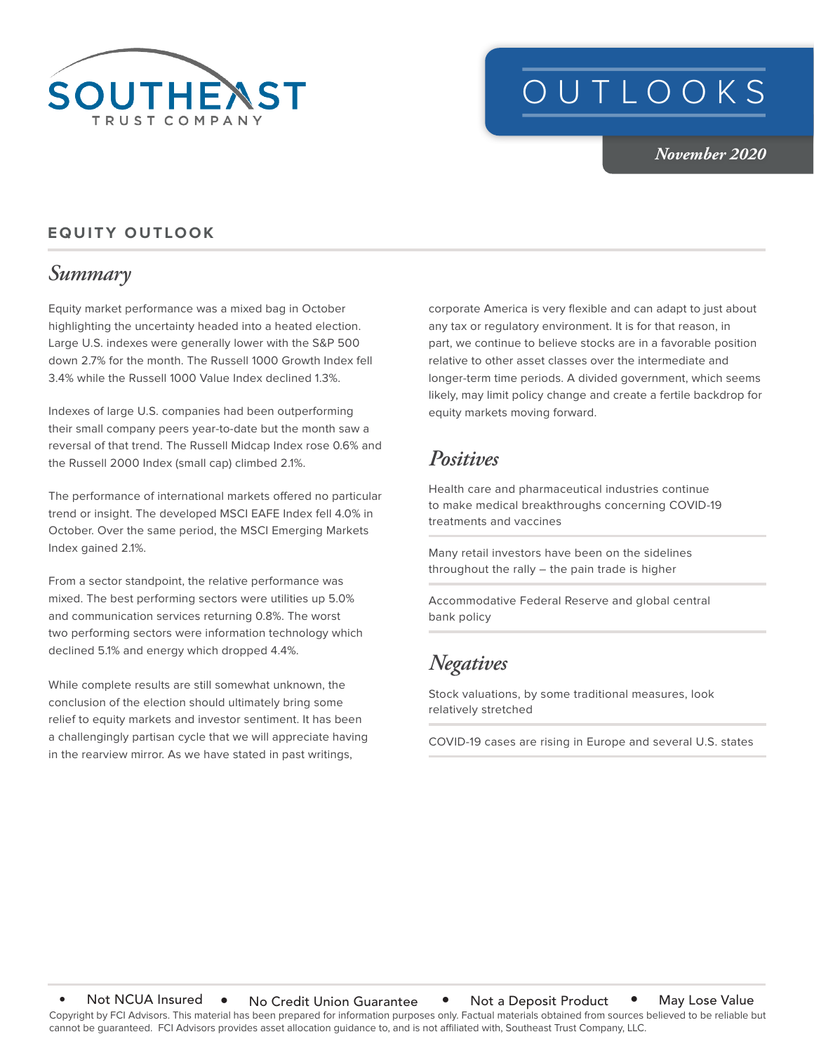# OUTLOOKS

*November 2020*

## EQUITY OUTLOOK

### *Summary*

Equity market performance was a mixed bag in October highlighting the uncertainty headed into a heated election. Large U.S. indexes were generally lower with the S&P 500 down 2.7% for the month. The Russell 1000 Growth Index fell 3.4% while the Russell 1000 Value Index declined 1.3%.

Indexes of large U.S. companies had been outperforming their small company peers year-to-date but the month saw a reversal of that trend. The Russell Midcap Index rose 0.6% and the Russell 2000 Index (small cap) climbed 2.1%.

The performance of international markets offered no particular trend or insight. The developed MSCI EAFE Index fell 4.0% in October. Over the same period, the MSCI Emerging Markets Index gained 2.1%.

From a sector standpoint, the relative performance was mixed. The best performing sectors were utilities up 5.0% and communication services returning 0.8%. The worst two performing sectors were information technology which declined 5.1% and energy which dropped 4.4%.

While complete results are still somewhat unknown, the conclusion of the election should ultimately bring some relief to equity markets and investor sentiment. It has been a challengingly partisan cycle that we will appreciate having in the rearview mirror. As we have stated in past writings, corporate America is very flexible and can adapt to just about any tax or regulatory environment. It is for that reason, in part, we continue to believe stocks are in a favorable position relative to other asset classes over the intermediate and longer-term time periods. A divided government, which seems likely, may limit policy change and create a fertile backdrop for equity markets moving forward.

### *Positives*

Health care and pharmaceutical industries continue to make medical breakthroughs concerning COVID-19 treatments and vaccines

Many retail investors have been on the sidelines throughout the rally – the pain trade is higher

Accommodative Federal Reserve and global central bank policy

### *Negatives*

Stock valuations, by some traditional measures, look relatively stretched

COVID-19 cases are rising in Europe and several U.S. states

- Not NCUA Insured • No Credit Union Guarantee • Not a Deposit Product • May Lose Value

Copyright by FCI Advisors. This material has been prepared for information purposes only. Factual materials obtained from sources believed to be reliable but cannot be guaranteed. FCI Advisors provides asset allocation guidance to, and is not affiliated with, Southeast Trust Company, LLC.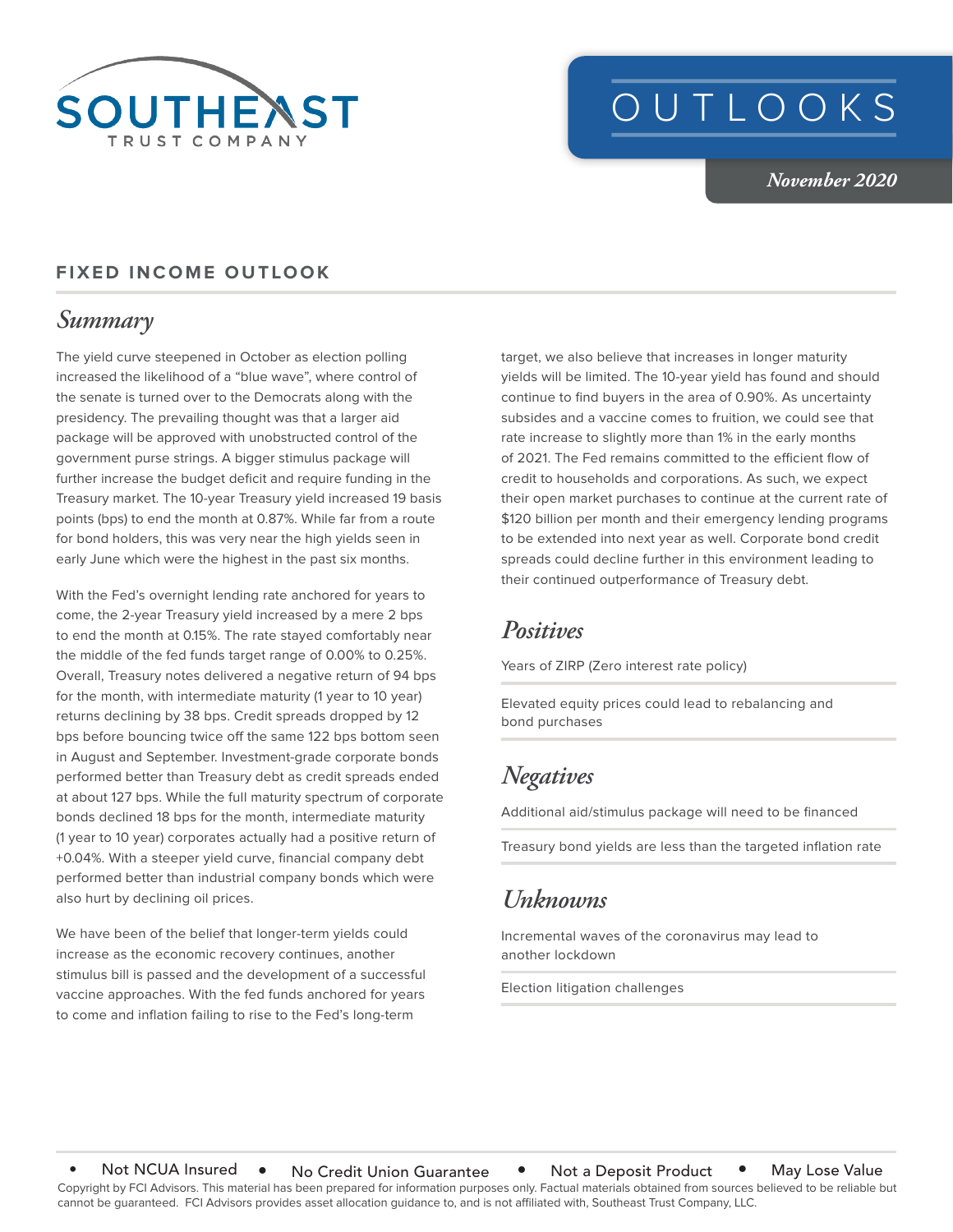SOUTHEAST TRUST COMPANY

# OUTLOOKS

*November 2020*

## FIXED INCOME OUTLOOK

### *Summary*

The yield curve steepened in October as election polling increased the likelihood of a "blue wave", where control of the senate is turned over to the Democrats along with the presidency. The prevailing thought was that a larger aid package will be approved with unobstructed control of the government purse strings. A bigger stimulus package will further increase the budget deficit and require funding in the Treasury market. The 10-year Treasury yield increased 19 basis points (bps) to end the month at 0.87%. While far from a route for bond holders, this was very near the high yields seen in early June which were the highest in the past six months.

With the Fed's overnight lending rate anchored for years to come, the 2-year Treasury yield increased by a mere 2 bps to end the month at 0.15%. The rate stayed comfortably near the middle of the fed funds target range of 0.00% to 0.25%. Overall, Treasury notes delivered a negative return of 94 bps for the month, with intermediate maturity (1 year to 10 year) returns declining by 38 bps. Credit spreads dropped by 12 bps before bouncing twice off the same 122 bps bottom seen in August and September. Investment-grade corporate bonds performed better than Treasury debt as credit spreads ended at about 127 bps. While the full maturity spectrum of corporate bonds declined 18 bps for the month, intermediate maturity (1 year to 10 year) corporates actually had a positive return of +0.04%. With a steeper yield curve, financial company debt performed better than industrial company bonds which were also hurt by declining oil prices.

We have been of the belief that longer-term yields could increase as the economic recovery continues, another stimulus bill is passed and the development of a successful vaccine approaches. With the fed funds anchored for years to come and inflation failing to rise to the Fed's long-term target, we also believe that increases in longer maturity yields will be limited. The 10-year yield has found and should continue to find buyers in the area of 0.90%. As uncertainty subsides and a vaccine comes to fruition, we could see that rate increase to slightly more than 1% in the early months of 2021. The Fed remains committed to the efficient flow of credit to households and corporations. As such, we expect their open market purchases to continue at the current rate of $120 billion per month and their emergency lending programs to be extended into next year as well. Corporate bond credit spreads could decline further in this environment leading to their continued outperformance of Treasury debt.

### *Positives*

Years of ZIRP (Zero interest rate policy)

Elevated equity prices could lead to rebalancing and bond purchases

### *Negatives*

Additional aid/stimulus package will need to be financed

Treasury bond yields are less than the targeted inflation rate

### *Unknowns*

Incremental waves of the coronavirus may lead to another lockdown

Election litigation challenges

• Not NCUA Insured • No Credit Union Guarantee • Not a Deposit Product • May Lose Value

Copyright by FCI Advisors. This material has been prepared for information purposes only. Factual materials obtained from sources believed to be reliable but cannot be guaranteed. FCI Advisors provides asset allocation guidance to, and is not affiliated with, Southeast Trust Company, LLC.